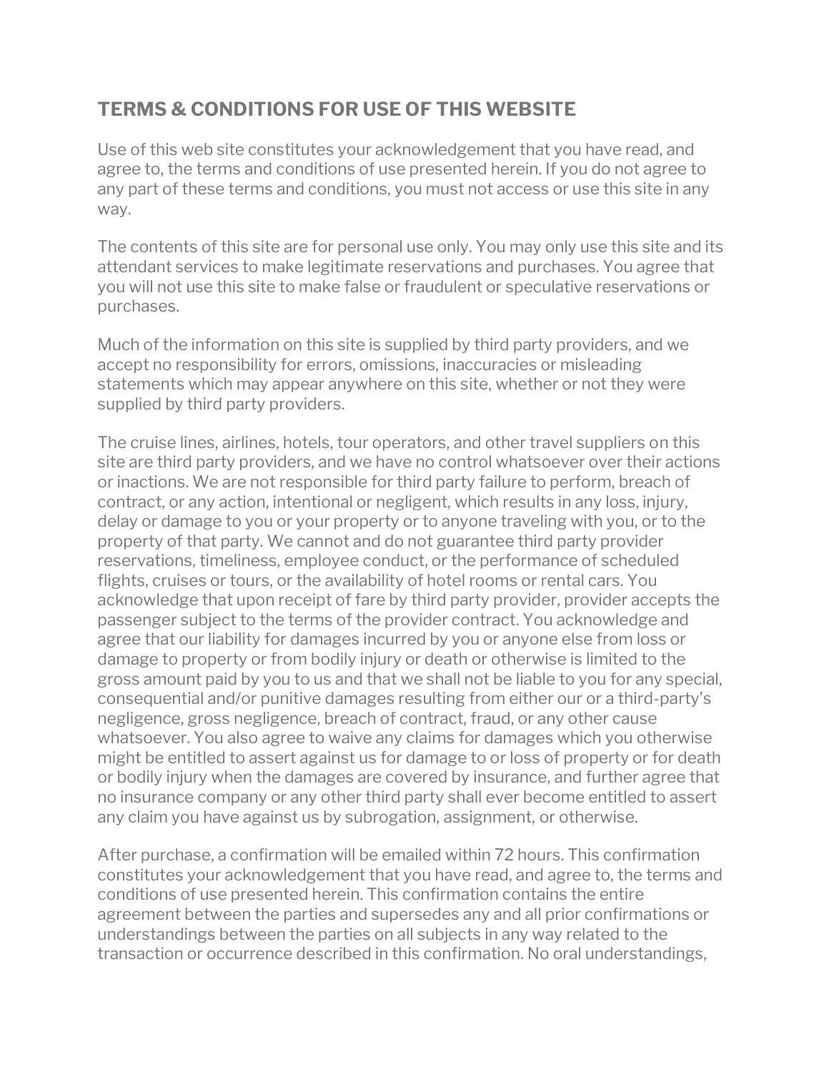## TERMS & CONDITIONS FOR USE OF THIS WEBSITE

Use of this web site constitutes your acknowledgement that you have read, and agree to, the terms and conditions of use presented herein. If you do not agree to any part of these terms and conditions, you must not access or use this site in any way.

The contents of this site are for personal use only. You may only use this site and its attendant services to make legitimate reservations and purchases. You agree that you will not use this site to make false or fraudulent or speculative reservations or purchases.

Much of the information on this site is supplied by third party providers, and we accept no responsibility for errors, omissions, inaccuracies or misleading statements which may appear anywhere on this site, whether or not they were supplied by third party providers.

The cruise lines, airlines, hotels, tour operators, and other travel suppliers on this site are third party providers, and we have no control whatsoever over their actions or inactions. We are not responsible for third party failure to perform, breach of contract, or any action, intentional or negligent, which results in any loss, injury, delay or damage to you or your property or to anyone traveling with you, or to the property of that party. We cannot and do not guarantee third party provider reservations, timeliness, employee conduct, or the performance of scheduled flights, cruises or tours, or the availability of hotel rooms or rental cars. You acknowledge that upon receipt of fare by third party provider, provider accepts the passenger subject to the terms of the provider contract. You acknowledge and agree that our liability for damages incurred by you or anyone else from loss or damage to property or from bodily injury or death or otherwise is limited to the gross amount paid by you to us and that we shall not be liable to you for any special, consequential and/or punitive damages resulting from either our or a third-party's negligence, gross negligence, breach of contract, fraud, or any other cause whatsoever. You also agree to waive any claims for damages which you otherwise might be entitled to assert against us for damage to or loss of property or for death or bodily injury when the damages are covered by insurance, and further agree that no insurance company or any other third party shall ever become entitled to assert any claim you have against us by subrogation, assignment, or otherwise.

After purchase, a confirmation will be emailed within 72 hours. This confirmation constitutes your acknowledgement that you have read, and agree to, the terms and conditions of use presented herein. This confirmation contains the entire agreement between the parties and supersedes any and all prior confirmations or understandings between the parties on all subjects in any way related to the transaction or occurrence described in this confirmation. No oral understandings,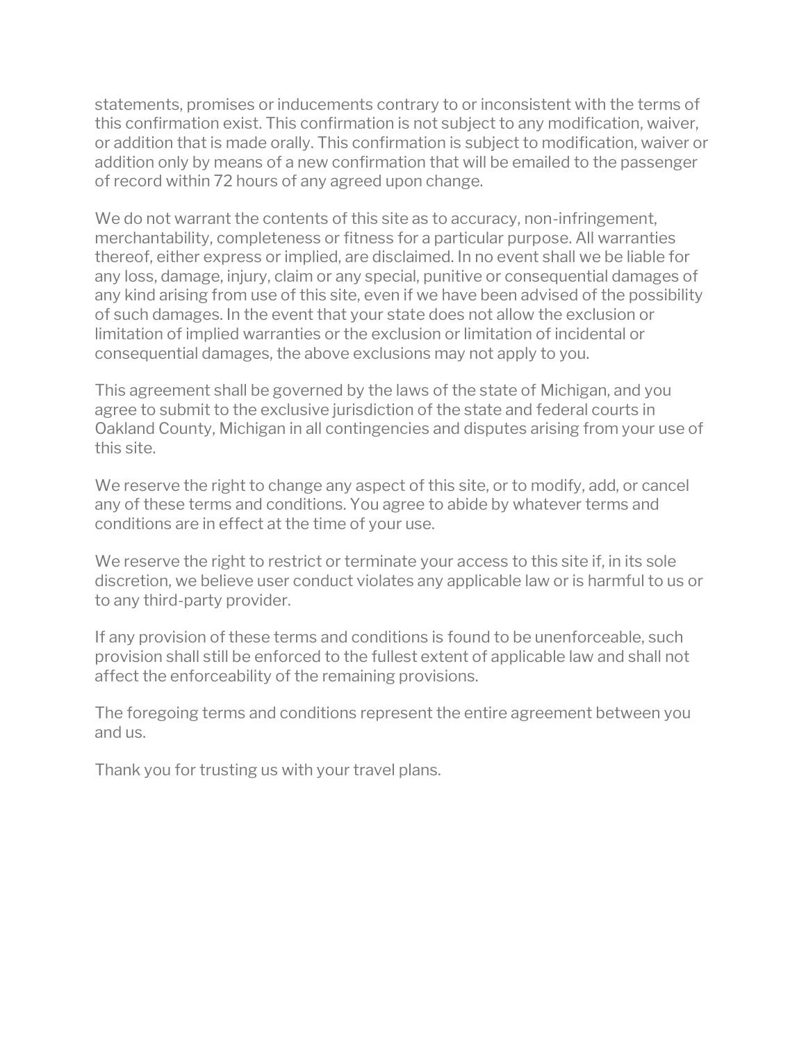statements, promises or inducements contrary to or inconsistent with the terms of this confirmation exist. This confirmation is not subject to any modification, waiver, or addition that is made orally. This confirmation is subject to modification, waiver or addition only by means of a new confirmation that will be emailed to the passenger of record within 72 hours of any agreed upon change.

We do not warrant the contents of this site as to accuracy, non-infringement, merchantability, completeness or fitness for a particular purpose. All warranties thereof, either express or implied, are disclaimed. In no event shall we be liable for any loss, damage, injury, claim or any special, punitive or consequential damages of any kind arising from use of this site, even if we have been advised of the possibility of such damages. In the event that your state does not allow the exclusion or limitation of implied warranties or the exclusion or limitation of incidental or consequential damages, the above exclusions may not apply to you.

This agreement shall be governed by the laws of the state of Michigan, and you agree to submit to the exclusive jurisdiction of the state and federal courts in Oakland County, Michigan in all contingencies and disputes arising from your use of this site.

We reserve the right to change any aspect of this site, or to modify, add, or cancel any of these terms and conditions. You agree to abide by whatever terms and conditions are in effect at the time of your use.

We reserve the right to restrict or terminate your access to this site if, in its sole discretion, we believe user conduct violates any applicable law or is harmful to us or to any third-party provider.

If any provision of these terms and conditions is found to be unenforceable, such provision shall still be enforced to the fullest extent of applicable law and shall not affect the enforceability of the remaining provisions.

The foregoing terms and conditions represent the entire agreement between you and us.

Thank you for trusting us with your travel plans.